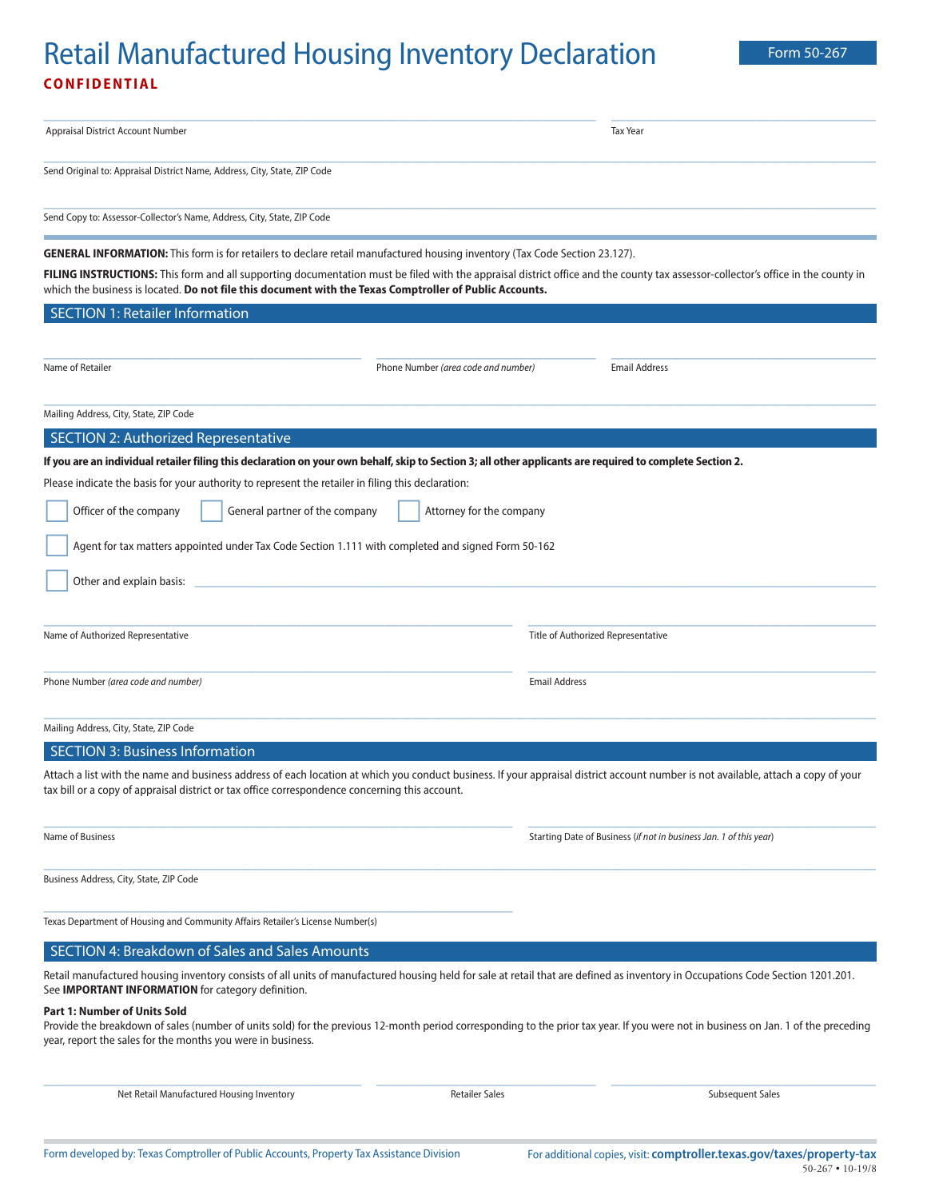# Retail Manufactured Housing Inventory Declaration

Form 50-267

**CONFIDENTIAL**

Appraisal District Account Number

Tax Year

Send Original to: Appraisal District Name, Address, City, State, ZIP Code

Send Copy to: Assessor-Collector's Name, Address, City, State, ZIP Code

**GENERAL INFORMATION:** This form is for retailers to declare retail manufactured housing inventory (Tax Code Section 23.127).

**FILING INSTRUCTIONS:** This form and all supporting documentation must be filed with the appraisal district office and the county tax assessor-collector's office in the county in which the business is located. **Do not file this document with the Texas Comptroller of Public Accounts.**

## SECTION 1: Retailer Information

Name of Retailer

Phone Number *(area code and number)*

Email Address

Mailing Address, City, State, ZIP Code

## SECTION 2: Authorized Representative

**If you are an individual retailer filing this declaration on your own behalf, skip to Section 3; all other applicants are required to complete Section 2.**

Please indicate the basis for your authority to represent the retailer in filing this declaration:

- ☐ Officer of the company
- ☐ General partner of the company
- ☐ Attorney for the company
- ☐ Agent for tax matters appointed under Tax Code Section 1.111 with completed and signed Form 50-162
- ☐ Other and explain basis:

Name of Authorized Representative

Title of Authorized Representative

Phone Number *(area code and number)*

Email Address

Mailing Address, City, State, ZIP Code

## SECTION 3: Business Information

Attach a list with the name and business address of each location at which you conduct business. If your appraisal district account number is not available, attach a copy of your tax bill or a copy of appraisal district or tax office correspondence concerning this account.

Name of Business

Starting Date of Business (*if not in business Jan. 1 of this year*)

Business Address, City, State, ZIP Code

Texas Department of Housing and Community Affairs Retailer's License Number(s)

## SECTION 4: Breakdown of Sales and Sales Amounts

Retail manufactured housing inventory consists of all units of manufactured housing held for sale at retail that are defined as inventory in Occupations Code Section 1201.201. See **IMPORTANT INFORMATION** for category definition.

**Part 1: Number of Units Sold**

Provide the breakdown of sales (number of units sold) for the previous 12-month period corresponding to the prior tax year. If you were not in business on Jan. 1 of the preceding year, report the sales for the months you were in business.

| Net Retail Manufactured Housing Inventory | Retailer Sales | Subsequent Sales |
|---|---|---|
| | | |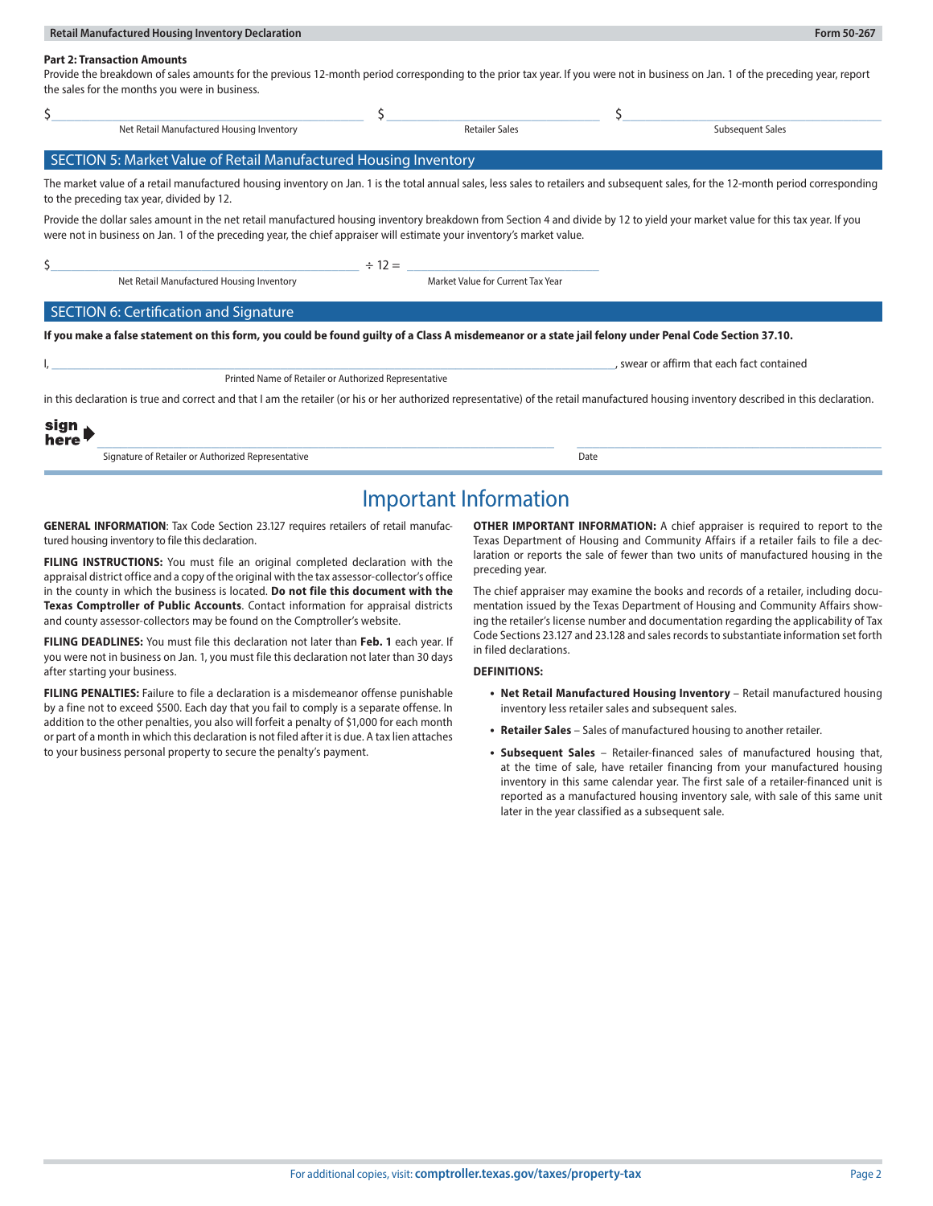**Part 2: Transaction Amounts**

Provide the breakdown of sales amounts for the previous 12-month period corresponding to the prior tax year. If you were not in business on Jan. 1 of the preceding year, report the sales for the months you were in business.

$ ____________________ Net Retail Manufactured Housing Inventory

$ ____________________ Retailer Sales

$ ____________________ Subsequent Sales

## SECTION 5: Market Value of Retail Manufactured Housing Inventory

The market value of a retail manufactured housing inventory on Jan. 1 is the total annual sales, less sales to retailers and subsequent sales, for the 12-month period corresponding to the preceding tax year, divided by 12.

Provide the dollar sales amount in the net retail manufactured housing inventory breakdown from Section 4 and divide by 12 to yield your market value for this tax year. If you were not in business on Jan. 1 of the preceding year, the chief appraiser will estimate your inventory's market value.

$ ____________________ ÷ 12 = ____________________

Net Retail Manufactured Housing Inventory — Market Value for Current Tax Year

## SECTION 6: Certification and Signature

**If you make a false statement on this form, you could be found guilty of a Class A misdemeanor or a state jail felony under Penal Code Section 37.10.**

I, ____________________ (Printed Name of Retailer or Authorized Representative), swear or affirm that each fact contained in this declaration is true and correct and that I am the retailer (or his or her authorized representative) of the retail manufactured housing inventory described in this declaration.

sign here ➡ ____________________ Signature of Retailer or Authorized Representative

____________________ Date

# Important Information

**GENERAL INFORMATION**: Tax Code Section 23.127 requires retailers of retail manufactured housing inventory to file this declaration.

**FILING INSTRUCTIONS:** You must file an original completed declaration with the appraisal district office and a copy of the original with the tax assessor-collector's office in the county in which the business is located. **Do not file this document with the Texas Comptroller of Public Accounts**. Contact information for appraisal districts and county assessor-collectors may be found on the Comptroller's website.

**FILING DEADLINES:** You must file this declaration not later than **Feb. 1** each year. If you were not in business on Jan. 1, you must file this declaration not later than 30 days after starting your business.

**FILING PENALTIES:** Failure to file a declaration is a misdemeanor offense punishable by a fine not to exceed $500. Each day that you fail to comply is a separate offense. In addition to the other penalties, you also will forfeit a penalty of $1,000 for each month or part of a month in which this declaration is not filed after it is due. A tax lien attaches to your business personal property to secure the penalty's payment.

**OTHER IMPORTANT INFORMATION:** A chief appraiser is required to report to the Texas Department of Housing and Community Affairs if a retailer fails to file a declaration or reports the sale of fewer than two units of manufactured housing in the preceding year.

The chief appraiser may examine the books and records of a retailer, including documentation issued by the Texas Department of Housing and Community Affairs showing the retailer's license number and documentation regarding the applicability of Tax Code Sections 23.127 and 23.128 and sales records to substantiate information set forth in filed declarations.

**DEFINITIONS:**

- **Net Retail Manufactured Housing Inventory** – Retail manufactured housing inventory less retailer sales and subsequent sales.
- **Retailer Sales** – Sales of manufactured housing to another retailer.
- **Subsequent Sales** – Retailer-financed sales of manufactured housing that, at the time of sale, have retailer financing from your manufactured housing inventory in this same calendar year. The first sale of a retailer-financed unit is reported as a manufactured housing inventory sale, with sale of this same unit later in the year classified as a subsequent sale.